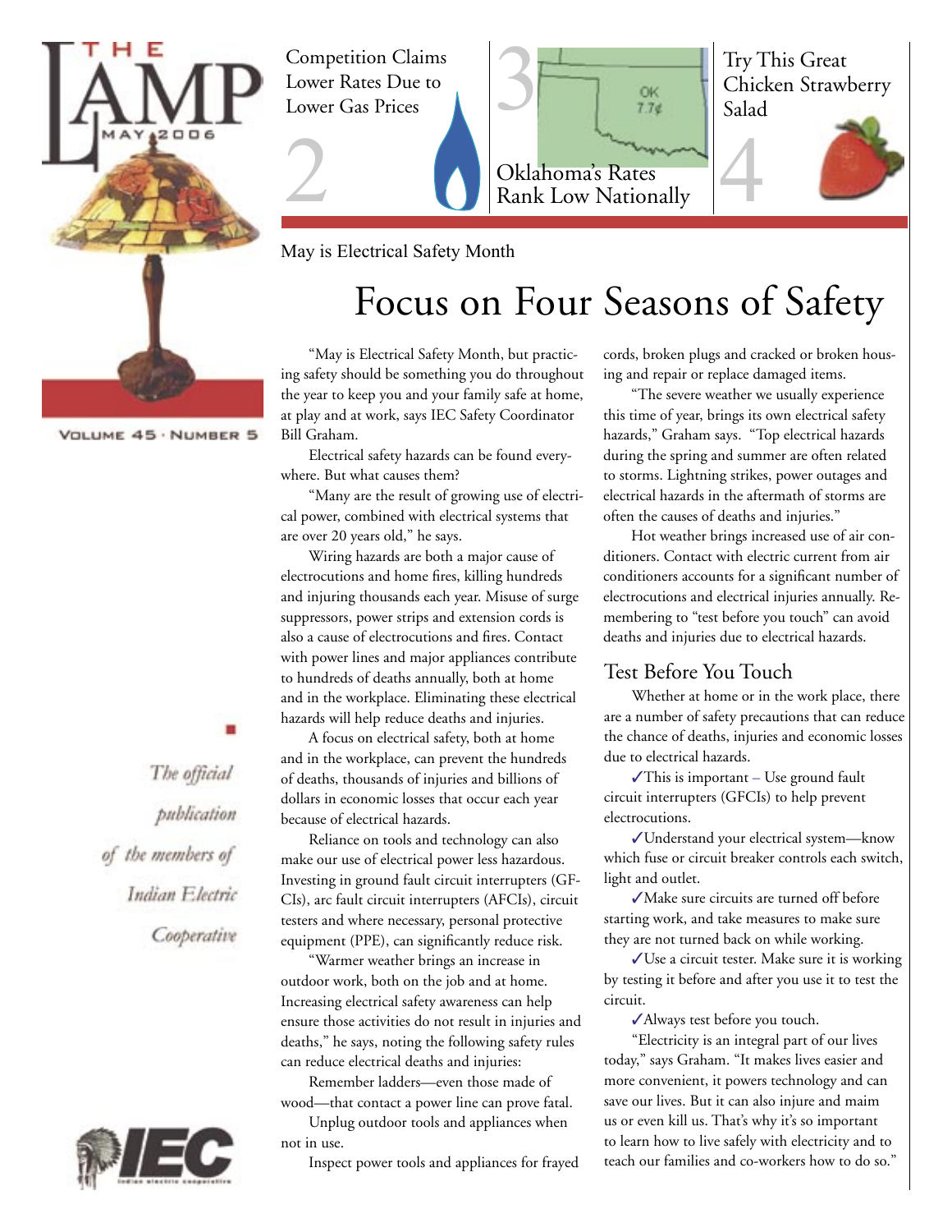# THE LAMP

MAY 2006

VOLUME 45 · NUMBER 5

Competition Claims Lower Rates Due to Lower Gas Prices 2

Oklahoma's Rates Rank Low Nationally 3

Try This Great Chicken Strawberry Salad 4

*The official publication of the members of Indian Electric Cooperative*

May is Electrical Safety Month

# Focus on Four Seasons of Safety

"May is Electrical Safety Month, but practicing safety should be something you do throughout the year to keep you and your family safe at home, at play and at work, says IEC Safety Coordinator Bill Graham.

Electrical safety hazards can be found everywhere. But what causes them?

"Many are the result of growing use of electrical power, combined with electrical systems that are over 20 years old," he says.

Wiring hazards are both a major cause of electrocutions and home fires, killing hundreds and injuring thousands each year. Misuse of surge suppressors, power strips and extension cords is also a cause of electrocutions and fires. Contact with power lines and major appliances contribute to hundreds of deaths annually, both at home and in the workplace. Eliminating these electrical hazards will help reduce deaths and injuries.

A focus on electrical safety, both at home and in the workplace, can prevent the hundreds of deaths, thousands of injuries and billions of dollars in economic losses that occur each year because of electrical hazards.

Reliance on tools and technology can also make our use of electrical power less hazardous. Investing in ground fault circuit interrupters (GFCIs), arc fault circuit interrupters (AFCIs), circuit testers and where necessary, personal protective equipment (PPE), can significantly reduce risk.

"Warmer weather brings an increase in outdoor work, both on the job and at home. Increasing electrical safety awareness can help ensure those activities do not result in injuries and deaths," he says, noting the following safety rules can reduce electrical deaths and injuries:

Remember ladders—even those made of wood—that contact a power line can prove fatal.

Unplug outdoor tools and appliances when not in use.

Inspect power tools and appliances for frayed cords, broken plugs and cracked or broken housing and repair or replace damaged items.

"The severe weather we usually experience this time of year, brings its own electrical safety hazards," Graham says. "Top electrical hazards during the spring and summer are often related to storms. Lightning strikes, power outages and electrical hazards in the aftermath of storms are often the causes of deaths and injuries."

Hot weather brings increased use of air conditioners. Contact with electric current from air conditioners accounts for a significant number of electrocutions and electrical injuries annually. Remembering to "test before you touch" can avoid deaths and injuries due to electrical hazards.

## Test Before You Touch

Whether at home or in the work place, there are a number of safety precautions that can reduce the chance of deaths, injuries and economic losses due to electrical hazards.

✓This is important – Use ground fault circuit interrupters (GFCIs) to help prevent electrocutions.

✓Understand your electrical system—know which fuse or circuit breaker controls each switch, light and outlet.

✓Make sure circuits are turned off before starting work, and take measures to make sure they are not turned back on while working.

✓Use a circuit tester. Make sure it is working by testing it before and after you use it to test the circuit.

✓Always test before you touch.

"Electricity is an integral part of our lives today," says Graham. "It makes lives easier and more convenient, it powers technology and can save our lives. But it can also injure and maim us or even kill us. That's why it's so important to learn how to live safely with electricity and to teach our families and co-workers how to do so."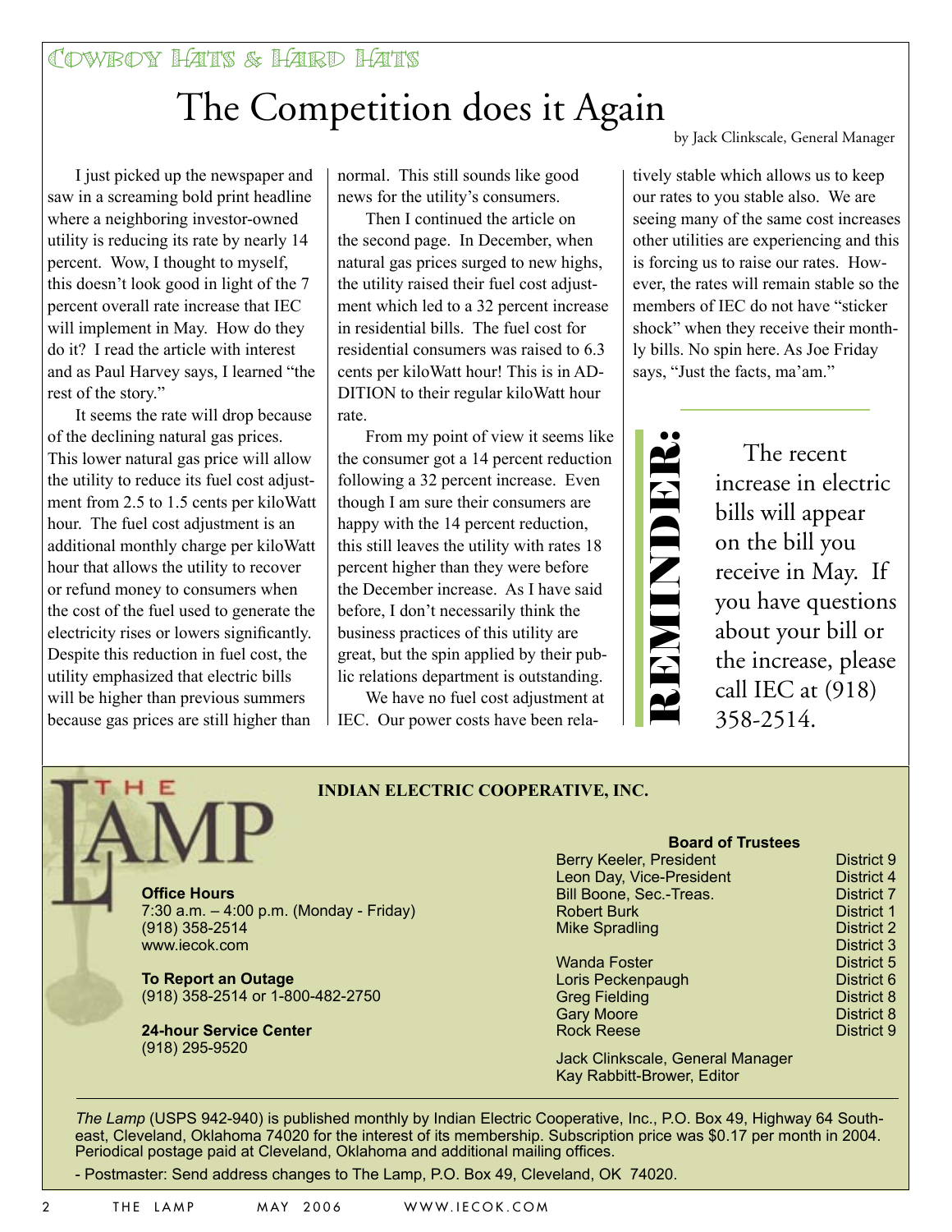COWBOY HATS & HARD HATS

# The Competition does it Again

by Jack Clinkscale, General Manager

I just picked up the newspaper and saw in a screaming bold print headline where a neighboring investor-owned utility is reducing its rate by nearly 14 percent. Wow, I thought to myself, this doesn't look good in light of the 7 percent overall rate increase that IEC will implement in May. How do they do it? I read the article with interest and as Paul Harvey says, I learned "the rest of the story."

It seems the rate will drop because of the declining natural gas prices. This lower natural gas price will allow the utility to reduce its fuel cost adjustment from 2.5 to 1.5 cents per kiloWatt hour. The fuel cost adjustment is an additional monthly charge per kiloWatt hour that allows the utility to recover or refund money to consumers when the cost of the fuel used to generate the electricity rises or lowers significantly. Despite this reduction in fuel cost, the utility emphasized that electric bills will be higher than previous summers because gas prices are still higher than normal. This still sounds like good news for the utility's consumers.

Then I continued the article on the second page. In December, when natural gas prices surged to new highs, the utility raised their fuel cost adjustment which led to a 32 percent increase in residential bills. The fuel cost for residential consumers was raised to 6.3 cents per kiloWatt hour! This is in ADDITION to their regular kiloWatt hour rate.

From my point of view it seems like the consumer got a 14 percent reduction following a 32 percent increase. Even though I am sure their consumers are happy with the 14 percent reduction, this still leaves the utility with rates 18 percent higher than they were before the December increase. As I have said before, I don't necessarily think the business practices of this utility are great, but the spin applied by their public relations department is outstanding.

We have no fuel cost adjustment at IEC. Our power costs have been relatively stable which allows us to keep our rates to you stable also. We are seeing many of the same cost increases other utilities are experiencing and this is forcing us to raise our rates. However, the rates will remain stable so the members of IEC do not have "sticker shock" when they receive their monthly bills. No spin here. As Joe Friday says, "Just the facts, ma'am."

**REMINDER:**

The recent increase in electric bills will appear on the bill you receive in May. If you have questions about your bill or the increase, please call IEC at (918) 358-2514.

---

THE LAMP

**INDIAN ELECTRIC COOPERATIVE, INC.**

**Office Hours**
7:30 a.m. – 4:00 p.m. (Monday - Friday)
(918) 358-2514
www.iecok.com

**To Report an Outage**
(918) 358-2514 or 1-800-482-2750

**24-hour Service Center**
(918) 295-9520

**Board of Trustees**

| Name | District |
|---|---|
| Berry Keeler, President | District 9 |
| Leon Day, Vice-President | District 4 |
| Bill Boone, Sec.-Treas. | District 7 |
| Robert Burk | District 1 |
| Mike Spradling | District 2 |
| | District 3 |
| Wanda Foster | District 5 |
| Loris Peckenpaugh | District 6 |
| Greg Fielding | District 8 |
| Gary Moore | District 8 |
| Rock Reese | District 9 |

Jack Clinkscale, General Manager
Kay Rabbitt-Brower, Editor

*The Lamp* (USPS 942-940) is published monthly by Indian Electric Cooperative, Inc., P.O. Box 49, Highway 64 Southeast, Cleveland, Oklahoma 74020 for the interest of its membership. Subscription price was $0.17 per month in 2004. Periodical postage paid at Cleveland, Oklahoma and additional mailing offices.

- Postmaster: Send address changes to The Lamp, P.O. Box 49, Cleveland, OK 74020.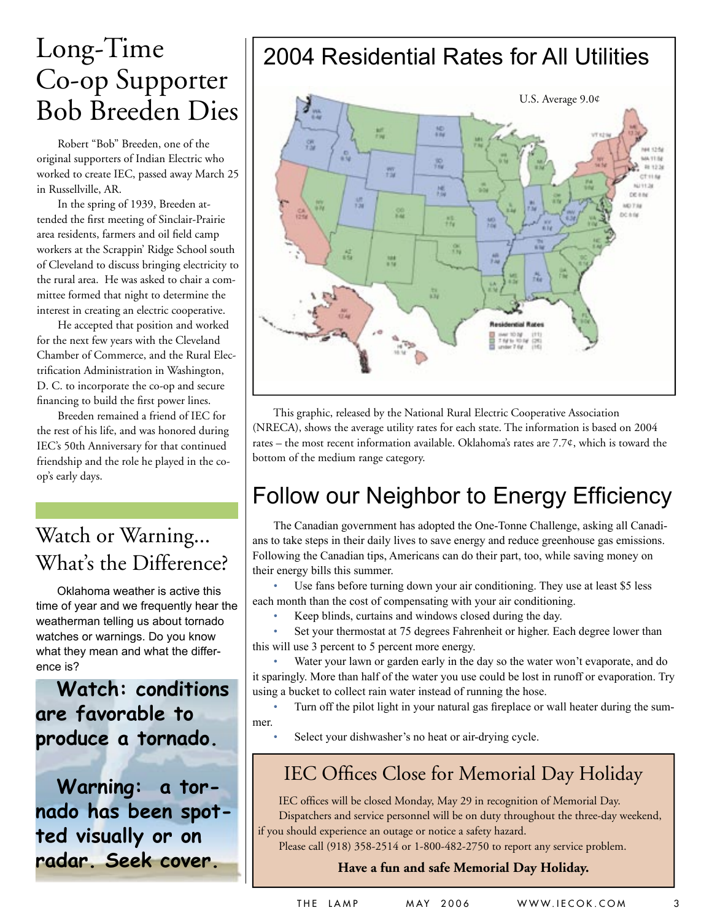# Long-Time Co-op Supporter Bob Breeden Dies

Robert "Bob" Breeden, one of the original supporters of Indian Electric who worked to create IEC, passed away March 25 in Russellville, AR.

In the spring of 1939, Breeden attended the first meeting of Sinclair-Prairie area residents, farmers and oil field camp workers at the Scrappin' Ridge School south of Cleveland to discuss bringing electricity to the rural area. He was asked to chair a committee formed that night to determine the interest in creating an electric cooperative.

He accepted that position and worked for the next few years with the Cleveland Chamber of Commerce, and the Rural Electrification Administration in Washington, D. C. to incorporate the co-op and secure financing to build the first power lines.

Breeden remained a friend of IEC for the rest of his life, and was honored during IEC's 50th Anniversary for that continued friendship and the role he played in the co-op's early days.

# Watch or Warning... What's the Difference?

Oklahoma weather is active this time of year and we frequently hear the weatherman telling us about tornado watches or warnings. Do you know what they mean and what the difference is?

**Watch: conditions are favorable to produce a tornado.**

**Warning: a tornado has been spotted visually or on radar. Seek cover.**

# 2004 Residential Rates for All Utilities

U.S. Average 9.0¢

This graphic, released by the National Rural Electric Cooperative Association (NRECA), shows the average utility rates for each state. The information is based on 2004 rates – the most recent information available. Oklahoma's rates are 7.7¢, which is toward the bottom of the medium range category.

# Follow our Neighbor to Energy Efficiency

The Canadian government has adopted the One-Tonne Challenge, asking all Canadians to take steps in their daily lives to save energy and reduce greenhouse gas emissions. Following the Canadian tips, Americans can do their part, too, while saving money on their energy bills this summer.

- Use fans before turning down your air conditioning. They use at least $5 less each month than the cost of compensating with your air conditioning.
- Keep blinds, curtains and windows closed during the day.
- Set your thermostat at 75 degrees Fahrenheit or higher. Each degree lower than this will use 3 percent to 5 percent more energy.
- Water your lawn or garden early in the day so the water won't evaporate, and do it sparingly. More than half of the water you use could be lost in runoff or evaporation. Try using a bucket to collect rain water instead of running the hose.
- Turn off the pilot light in your natural gas fireplace or wall heater during the summer.
- Select your dishwasher's no heat or air-drying cycle.

## IEC Offices Close for Memorial Day Holiday

IEC offices will be closed Monday, May 29 in recognition of Memorial Day.

Dispatchers and service personnel will be on duty throughout the three-day weekend, if you should experience an outage or notice a safety hazard.

Please call (918) 358-2514 or 1-800-482-2750 to report any service problem.

**Have a fun and safe Memorial Day Holiday.**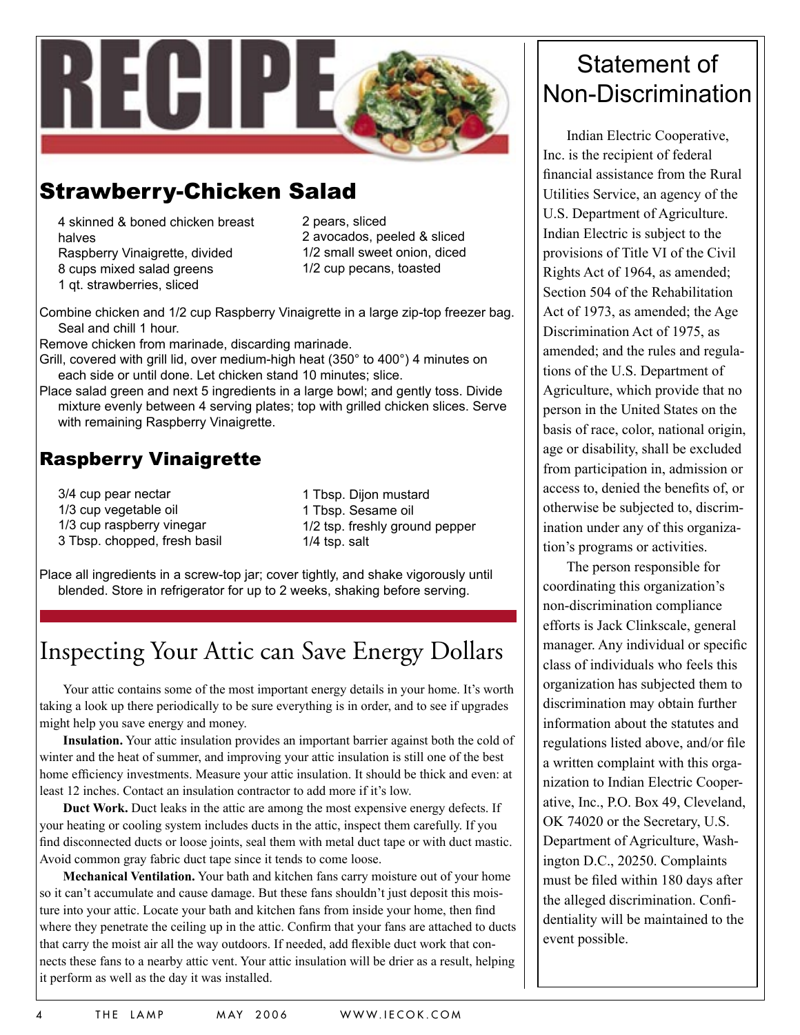# RECIPE

## Strawberry-Chicken Salad

4 skinned & boned chicken breast halves
Raspberry Vinaigrette, divided
8 cups mixed salad greens
1 qt. strawberries, sliced
2 pears, sliced
2 avocados, peeled & sliced
1/2 small sweet onion, diced
1/2 cup pecans, toasted

Combine chicken and 1/2 cup Raspberry Vinaigrette in a large zip-top freezer bag. Seal and chill 1 hour.

Remove chicken from marinade, discarding marinade.

Grill, covered with grill lid, over medium-high heat (350° to 400°) 4 minutes on each side or until done. Let chicken stand 10 minutes; slice.

Place salad green and next 5 ingredients in a large bowl; and gently toss. Divide mixture evenly between 4 serving plates; top with grilled chicken slices. Serve with remaining Raspberry Vinaigrette.

## Raspberry Vinaigrette

3/4 cup pear nectar
1/3 cup vegetable oil
1/3 cup raspberry vinegar
3 Tbsp. chopped, fresh basil
1 Tbsp. Dijon mustard
1 Tbsp. Sesame oil
1/2 tsp. freshly ground pepper
1/4 tsp. salt

Place all ingredients in a screw-top jar; cover tightly, and shake vigorously until blended. Store in refrigerator for up to 2 weeks, shaking before serving.

# Inspecting Your Attic can Save Energy Dollars

Your attic contains some of the most important energy details in your home. It's worth taking a look up there periodically to be sure everything is in order, and to see if upgrades might help you save energy and money.

**Insulation.** Your attic insulation provides an important barrier against both the cold of winter and the heat of summer, and improving your attic insulation is still one of the best home efficiency investments. Measure your attic insulation. It should be thick and even: at least 12 inches. Contact an insulation contractor to add more if it's low.

**Duct Work.** Duct leaks in the attic are among the most expensive energy defects. If your heating or cooling system includes ducts in the attic, inspect them carefully. If you find disconnected ducts or loose joints, seal them with metal duct tape or with duct mastic. Avoid common gray fabric duct tape since it tends to come loose.

**Mechanical Ventilation.** Your bath and kitchen fans carry moisture out of your home so it can't accumulate and cause damage. But these fans shouldn't just deposit this moisture into your attic. Locate your bath and kitchen fans from inside your home, then find where they penetrate the ceiling up in the attic. Confirm that your fans are attached to ducts that carry the moist air all the way outdoors. If needed, add flexible duct work that connects these fans to a nearby attic vent. Your attic insulation will be drier as a result, helping it perform as well as the day it was installed.

# Statement of Non-Discrimination

Indian Electric Cooperative, Inc. is the recipient of federal financial assistance from the Rural Utilities Service, an agency of the U.S. Department of Agriculture. Indian Electric is subject to the provisions of Title VI of the Civil Rights Act of 1964, as amended; Section 504 of the Rehabilitation Act of 1973, as amended; the Age Discrimination Act of 1975, as amended; and the rules and regulations of the U.S. Department of Agriculture, which provide that no person in the United States on the basis of race, color, national origin, age or disability, shall be excluded from participation in, admission or access to, denied the benefits of, or otherwise be subjected to, discrimination under any of this organization's programs or activities.

The person responsible for coordinating this organization's non-discrimination compliance efforts is Jack Clinkscale, general manager. Any individual or specific class of individuals who feels this organization has subjected them to discrimination may obtain further information about the statutes and regulations listed above, and/or file a written complaint with this organization to Indian Electric Cooperative, Inc., P.O. Box 49, Cleveland, OK 74020 or the Secretary, U.S. Department of Agriculture, Washington D.C., 20250. Complaints must be filed within 180 days after the alleged discrimination. Confidentiality will be maintained to the event possible.